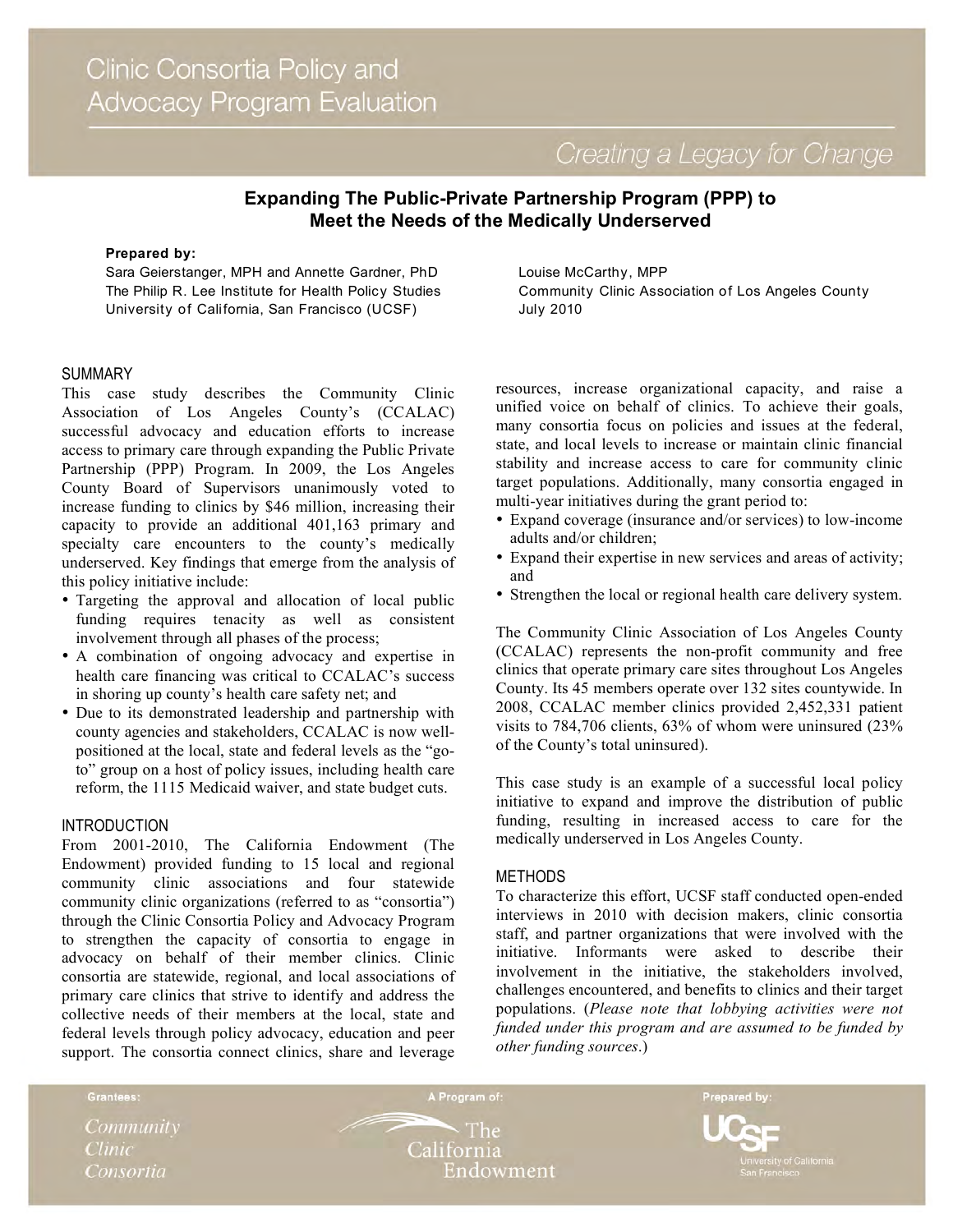# Clinic Consortia Policy and Advocacy Program Evaluation

*Creating a Legacy for Change*

## Expanding The Public-Private Partnership Program (PPP) to Meet the Needs of the Medically Underserved

**Prepared by:**

Sara Geierstanger, MPH and Annette Gardner, PhD
The Philip R. Lee Institute for Health Policy Studies
University of California, San Francisco (UCSF)

Louise McCarthy, MPP
Community Clinic Association of Los Angeles County
July 2010

### SUMMARY

This case study describes the Community Clinic Association of Los Angeles County's (CCALAC) successful advocacy and education efforts to increase access to primary care through expanding the Public Private Partnership (PPP) Program. In 2009, the Los Angeles County Board of Supervisors unanimously voted to increase funding to clinics by $46 million, increasing their capacity to provide an additional 401,163 primary and specialty care encounters to the county's medically underserved. Key findings that emerge from the analysis of this policy initiative include:

- Targeting the approval and allocation of local public funding requires tenacity as well as consistent involvement through all phases of the process;
- A combination of ongoing advocacy and expertise in health care financing was critical to CCALAC's success in shoring up county's health care safety net; and
- Due to its demonstrated leadership and partnership with county agencies and stakeholders, CCALAC is now well-positioned at the local, state and federal levels as the "go-to" group on a host of policy issues, including health care reform, the 1115 Medicaid waiver, and state budget cuts.

### INTRODUCTION

From 2001-2010, The California Endowment (The Endowment) provided funding to 15 local and regional community clinic associations and four statewide community clinic organizations (referred to as "consortia") through the Clinic Consortia Policy and Advocacy Program to strengthen the capacity of consortia to engage in advocacy on behalf of their member clinics. Clinic consortia are statewide, regional, and local associations of primary care clinics that strive to identify and address the collective needs of their members at the local, state and federal levels through policy advocacy, education and peer support. The consortia connect clinics, share and leverage resources, increase organizational capacity, and raise a unified voice on behalf of clinics. To achieve their goals, many consortia focus on policies and issues at the federal, state, and local levels to increase or maintain clinic financial stability and increase access to care for community clinic target populations. Additionally, many consortia engaged in multi-year initiatives during the grant period to:

- Expand coverage (insurance and/or services) to low-income adults and/or children;
- Expand their expertise in new services and areas of activity; and
- Strengthen the local or regional health care delivery system.

The Community Clinic Association of Los Angeles County (CCALAC) represents the non-profit community and free clinics that operate primary care sites throughout Los Angeles County. Its 45 members operate over 132 sites countywide. In 2008, CCALAC member clinics provided 2,452,331 patient visits to 784,706 clients, 63% of whom were uninsured (23% of the County's total uninsured).

This case study is an example of a successful local policy initiative to expand and improve the distribution of public funding, resulting in increased access to care for the medically underserved in Los Angeles County.

### METHODS

To characterize this effort, UCSF staff conducted open-ended interviews in 2010 with decision makers, clinic consortia staff, and partner organizations that were involved with the initiative. Informants were asked to describe their involvement in the initiative, the stakeholders involved, challenges encountered, and benefits to clinics and their target populations. (*Please note that lobbying activities were not funded under this program and are assumed to be funded by other funding sources*.)

Grantees: Community Clinic Consortia | A Program of: The California Endowment | Prepared by: UCSF University of California San Francisco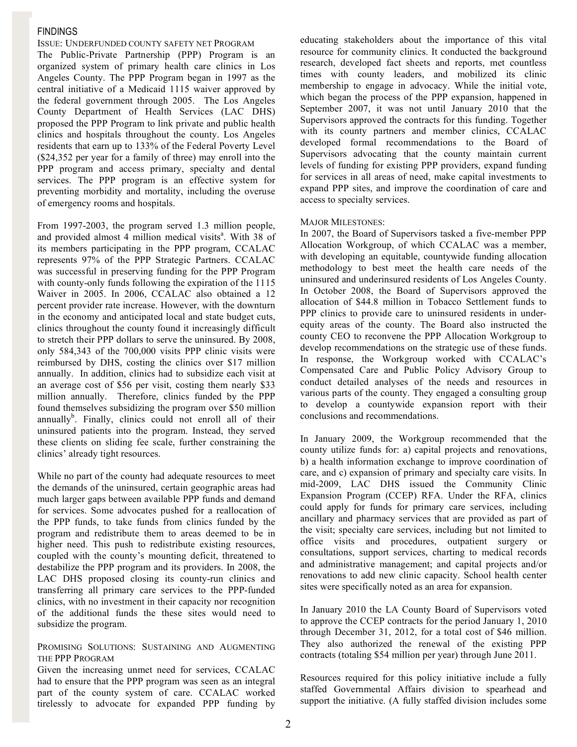## FINDINGS

### ISSUE: UNDERFUNDED COUNTY SAFETY NET PROGRAM

The Public-Private Partnership (PPP) Program is an organized system of primary health care clinics in Los Angeles County. The PPP Program began in 1997 as the central initiative of a Medicaid 1115 waiver approved by the federal government through 2005. The Los Angeles County Department of Health Services (LAC DHS) proposed the PPP Program to link private and public health clinics and hospitals throughout the county. Los Angeles residents that earn up to 133% of the Federal Poverty Level ($24,352 per year for a family of three) may enroll into the PPP program and access primary, specialty and dental services. The PPP program is an effective system for preventing morbidity and mortality, including the overuse of emergency rooms and hospitals.

From 1997-2003, the program served 1.3 million people, and provided almost 4 million medical visits[a]. With 38 of its members participating in the PPP program, CCALAC represents 97% of the PPP Strategic Partners. CCALAC was successful in preserving funding for the PPP Program with county-only funds following the expiration of the 1115 Waiver in 2005. In 2006, CCALAC also obtained a 12 percent provider rate increase. However, with the downturn in the economy and anticipated local and state budget cuts, clinics throughout the county found it increasingly difficult to stretch their PPP dollars to serve the uninsured. By 2008, only 584,343 of the 700,000 visits PPP clinic visits were reimbursed by DHS, costing the clinics over $17 million annually. In addition, clinics had to subsidize each visit at an average cost of $56 per visit, costing them nearly $33 million annually. Therefore, clinics funded by the PPP found themselves subsidizing the program over $50 million annually[b]. Finally, clinics could not enroll all of their uninsured patients into the program. Instead, they served these clients on sliding fee scale, further constraining the clinics' already tight resources.

While no part of the county had adequate resources to meet the demands of the uninsured, certain geographic areas had much larger gaps between available PPP funds and demand for services. Some advocates pushed for a reallocation of the PPP funds, to take funds from clinics funded by the program and redistribute them to areas deemed to be in higher need. This push to redistribute existing resources, coupled with the county's mounting deficit, threatened to destabilize the PPP program and its providers. In 2008, the LAC DHS proposed closing its county-run clinics and transferring all primary care services to the PPP-funded clinics, with no investment in their capacity nor recognition of the additional funds the these sites would need to subsidize the program.

### PROMISING SOLUTIONS: SUSTAINING AND AUGMENTING THE PPP PROGRAM

Given the increasing unmet need for services, CCALAC had to ensure that the PPP program was seen as an integral part of the county system of care. CCALAC worked tirelessly to advocate for expanded PPP funding by educating stakeholders about the importance of this vital resource for community clinics. It conducted the background research, developed fact sheets and reports, met countless times with county leaders, and mobilized its clinic membership to engage in advocacy. While the initial vote, which began the process of the PPP expansion, happened in September 2007, it was not until January 2010 that the Supervisors approved the contracts for this funding. Together with its county partners and member clinics, CCALAC developed formal recommendations to the Board of Supervisors advocating that the county maintain current levels of funding for existing PPP providers, expand funding for services in all areas of need, make capital investments to expand PPP sites, and improve the coordination of care and access to specialty services.

### MAJOR MILESTONES:

In 2007, the Board of Supervisors tasked a five-member PPP Allocation Workgroup, of which CCALAC was a member, with developing an equitable, countywide funding allocation methodology to best meet the health care needs of the uninsured and underinsured residents of Los Angeles County. In October 2008, the Board of Supervisors approved the allocation of $44.8 million in Tobacco Settlement funds to PPP clinics to provide care to uninsured residents in under-equity areas of the county. The Board also instructed the county CEO to reconvene the PPP Allocation Workgroup to develop recommendations on the strategic use of these funds. In response, the Workgroup worked with CCALAC's Compensated Care and Public Policy Advisory Group to conduct detailed analyses of the needs and resources in various parts of the county. They engaged a consulting group to develop a countywide expansion report with their conclusions and recommendations.

In January 2009, the Workgroup recommended that the county utilize funds for: a) capital projects and renovations, b) a health information exchange to improve coordination of care, and c) expansion of primary and specialty care visits. In mid-2009, LAC DHS issued the Community Clinic Expansion Program (CCEP) RFA. Under the RFA, clinics could apply for funds for primary care services, including ancillary and pharmacy services that are provided as part of the visit; specialty care services, including but not limited to office visits and procedures, outpatient surgery or consultations, support services, charting to medical records and administrative management; and capital projects and/or renovations to add new clinic capacity. School health center sites were specifically noted as an area for expansion.

In January 2010 the LA County Board of Supervisors voted to approve the CCEP contracts for the period January 1, 2010 through December 31, 2012, for a total cost of $46 million. They also authorized the renewal of the existing PPP contracts (totaling $54 million per year) through June 2011.

Resources required for this policy initiative include a fully staffed Governmental Affairs division to spearhead and support the initiative. (A fully staffed division includes some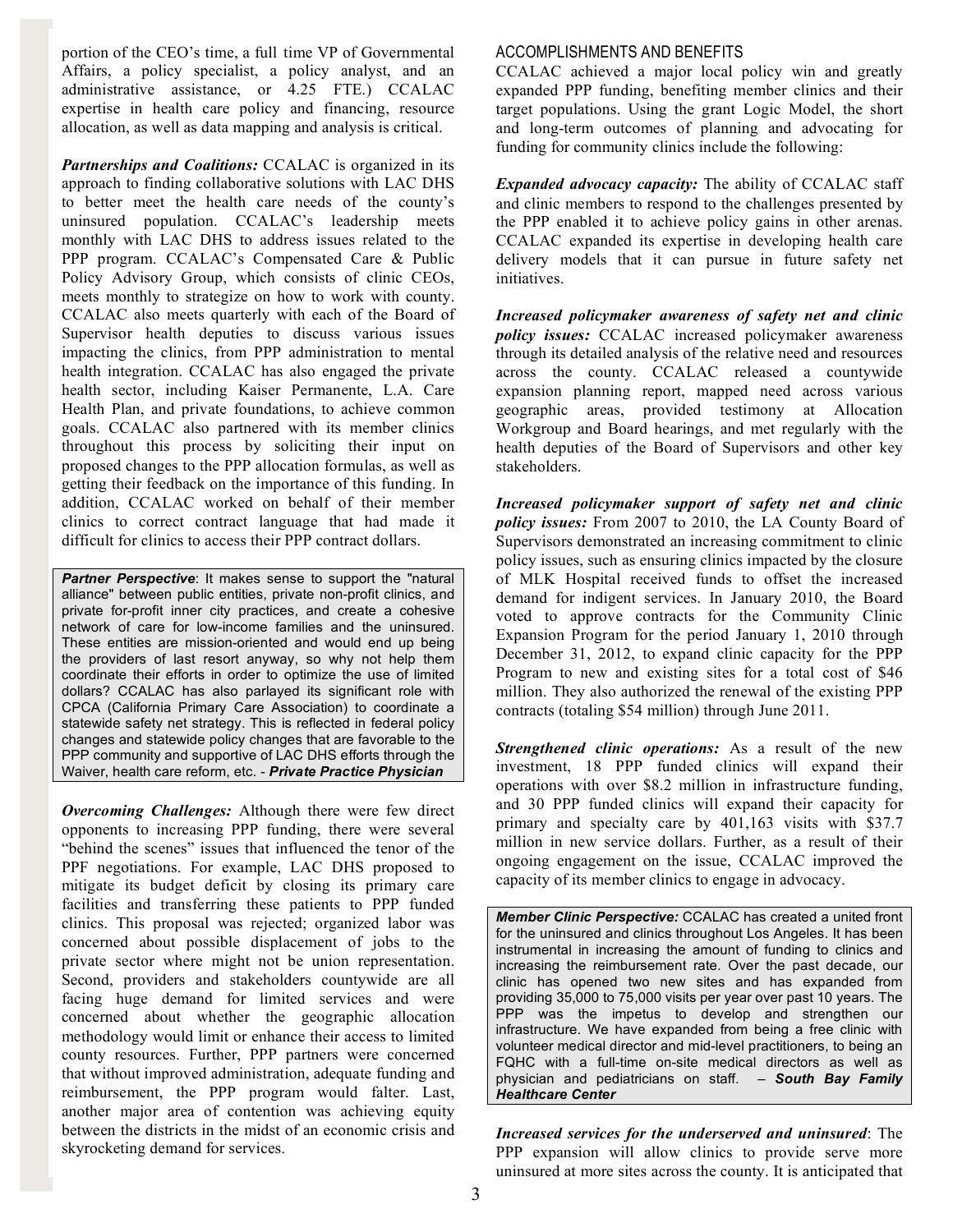portion of the CEO's time, a full time VP of Governmental Affairs, a policy specialist, a policy analyst, and an administrative assistance, or 4.25 FTE.) CCALAC expertise in health care policy and financing, resource allocation, as well as data mapping and analysis is critical.

***Partnerships and Coalitions:*** CCALAC is organized in its approach to finding collaborative solutions with LAC DHS to better meet the health care needs of the county's uninsured population. CCALAC's leadership meets monthly with LAC DHS to address issues related to the PPP program. CCALAC's Compensated Care & Public Policy Advisory Group, which consists of clinic CEOs, meets monthly to strategize on how to work with county. CCALAC also meets quarterly with each of the Board of Supervisor health deputies to discuss various issues impacting the clinics, from PPP administration to mental health integration. CCALAC has also engaged the private health sector, including Kaiser Permanente, L.A. Care Health Plan, and private foundations, to achieve common goals. CCALAC also partnered with its member clinics throughout this process by soliciting their input on proposed changes to the PPP allocation formulas, as well as getting their feedback on the importance of this funding. In addition, CCALAC worked on behalf of their member clinics to correct contract language that had made it difficult for clinics to access their PPP contract dollars.

> ***Partner Perspective***: It makes sense to support the "natural alliance" between public entities, private non-profit clinics, and private for-profit inner city practices, and create a cohesive network of care for low-income families and the uninsured. These entities are mission-oriented and would end up being the providers of last resort anyway, so why not help them coordinate their efforts in order to optimize the use of limited dollars? CCALAC has also parlayed its significant role with CPCA (California Primary Care Association) to coordinate a statewide safety net strategy. This is reflected in federal policy changes and statewide policy changes that are favorable to the PPP community and supportive of LAC DHS efforts through the Waiver, health care reform, etc. - ***Private Practice Physician***

***Overcoming Challenges:*** Although there were few direct opponents to increasing PPP funding, there were several "behind the scenes" issues that influenced the tenor of the PPF negotiations. For example, LAC DHS proposed to mitigate its budget deficit by closing its primary care facilities and transferring these patients to PPP funded clinics. This proposal was rejected; organized labor was concerned about possible displacement of jobs to the private sector where might not be union representation. Second, providers and stakeholders countywide are all facing huge demand for limited services and were concerned about whether the geographic allocation methodology would limit or enhance their access to limited county resources. Further, PPP partners were concerned that without improved administration, adequate funding and reimbursement, the PPP program would falter. Last, another major area of contention was achieving equity between the districts in the midst of an economic crisis and skyrocketing demand for services.

## ACCOMPLISHMENTS AND BENEFITS

CCALAC achieved a major local policy win and greatly expanded PPP funding, benefiting member clinics and their target populations. Using the grant Logic Model, the short and long-term outcomes of planning and advocating for funding for community clinics include the following:

***Expanded advocacy capacity:*** The ability of CCALAC staff and clinic members to respond to the challenges presented by the PPP enabled it to achieve policy gains in other arenas. CCALAC expanded its expertise in developing health care delivery models that it can pursue in future safety net initiatives.

***Increased policymaker awareness of safety net and clinic policy issues:*** CCALAC increased policymaker awareness through its detailed analysis of the relative need and resources across the county. CCALAC released a countywide expansion planning report, mapped need across various geographic areas, provided testimony at Allocation Workgroup and Board hearings, and met regularly with the health deputies of the Board of Supervisors and other key stakeholders.

***Increased policymaker support of safety net and clinic policy issues:*** From 2007 to 2010, the LA County Board of Supervisors demonstrated an increasing commitment to clinic policy issues, such as ensuring clinics impacted by the closure of MLK Hospital received funds to offset the increased demand for indigent services. In January 2010, the Board voted to approve contracts for the Community Clinic Expansion Program for the period January 1, 2010 through December 31, 2012, to expand clinic capacity for the PPP Program to new and existing sites for a total cost of $46 million. They also authorized the renewal of the existing PPP contracts (totaling $54 million) through June 2011.

***Strengthened clinic operations:*** As a result of the new investment, 18 PPP funded clinics will expand their operations with over $8.2 million in infrastructure funding, and 30 PPP funded clinics will expand their capacity for primary and specialty care by 401,163 visits with $37.7 million in new service dollars. Further, as a result of their ongoing engagement on the issue, CCALAC improved the capacity of its member clinics to engage in advocacy.

> ***Member Clinic Perspective:*** CCALAC has created a united front for the uninsured and clinics throughout Los Angeles. It has been instrumental in increasing the amount of funding to clinics and increasing the reimbursement rate. Over the past decade, our clinic has opened two new sites and has expanded from providing 35,000 to 75,000 visits per year over past 10 years. The PPP was the impetus to develop and strengthen our infrastructure. We have expanded from being a free clinic with volunteer medical director and mid-level practitioners, to being an FQHC with a full-time on-site medical directors as well as physician and pediatricians on staff. – ***South Bay Family Healthcare Center***

***Increased services for the underserved and uninsured***: The PPP expansion will allow clinics to provide serve more uninsured at more sites across the county. It is anticipated that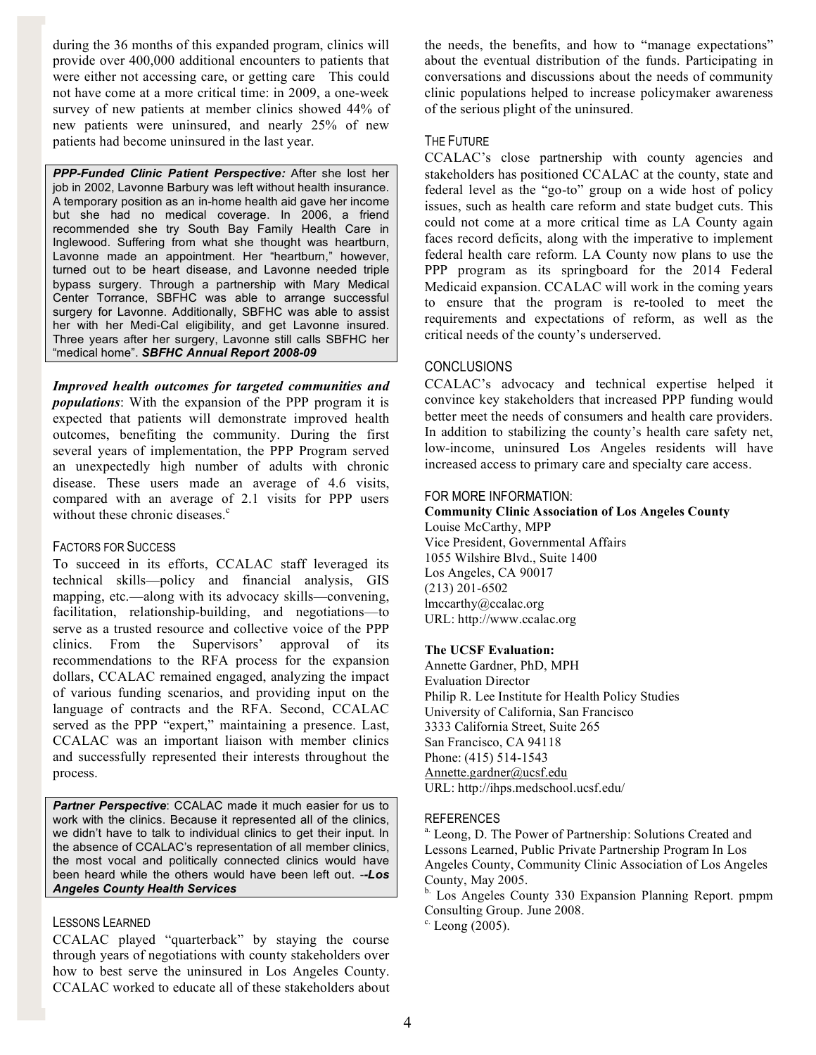during the 36 months of this expanded program, clinics will provide over 400,000 additional encounters to patients that were either not accessing care, or getting care This could not have come at a more critical time: in 2009, a one-week survey of new patients at member clinics showed 44% of new patients were uninsured, and nearly 25% of new patients had become uninsured in the last year.

> ***PPP-Funded Clinic Patient Perspective:*** After she lost her job in 2002, Lavonne Barbury was left without health insurance. A temporary position as an in-home health aid gave her income but she had no medical coverage. In 2006, a friend recommended she try South Bay Family Health Care in Inglewood. Suffering from what she thought was heartburn, Lavonne made an appointment. Her "heartburn," however, turned out to be heart disease, and Lavonne needed triple bypass surgery. Through a partnership with Mary Medical Center Torrance, SBFHC was able to arrange successful surgery for Lavonne. Additionally, SBFHC was able to assist her with her Medi-Cal eligibility, and get Lavonne insured. Three years after her surgery, Lavonne still calls SBFHC her "medical home". ***SBFHC Annual Report 2008-09***

***Improved health outcomes for targeted communities and populations***: With the expansion of the PPP program it is expected that patients will demonstrate improved health outcomes, benefiting the community. During the first several years of implementation, the PPP Program served an unexpectedly high number of adults with chronic disease. These users made an average of 4.6 visits, compared with an average of 2.1 visits for PPP users without these chronic diseases.[c]

### FACTORS FOR SUCCESS

To succeed in its efforts, CCALAC staff leveraged its technical skills—policy and financial analysis, GIS mapping, etc.—along with its advocacy skills—convening, facilitation, relationship-building, and negotiations—to serve as a trusted resource and collective voice of the PPP clinics. From the Supervisors' approval of its recommendations to the RFA process for the expansion dollars, CCALAC remained engaged, analyzing the impact of various funding scenarios, and providing input on the language of contracts and the RFA. Second, CCALAC served as the PPP "expert," maintaining a presence. Last, CCALAC was an important liaison with member clinics and successfully represented their interests throughout the process.

> ***Partner Perspective***: CCALAC made it much easier for us to work with the clinics. Because it represented all of the clinics, we didn't have to talk to individual clinics to get their input. In the absence of CCALAC's representation of all member clinics, the most vocal and politically connected clinics would have been heard while the others would have been left out. ***--Los Angeles County Health Services***

### LESSONS LEARNED

CCALAC played "quarterback" by staying the course through years of negotiations with county stakeholders over how to best serve the uninsured in Los Angeles County. CCALAC worked to educate all of these stakeholders about the needs, the benefits, and how to "manage expectations" about the eventual distribution of the funds. Participating in conversations and discussions about the needs of community clinic populations helped to increase policymaker awareness of the serious plight of the uninsured.

### THE FUTURE

CCALAC's close partnership with county agencies and stakeholders has positioned CCALAC at the county, state and federal level as the "go-to" group on a wide host of policy issues, such as health care reform and state budget cuts. This could not come at a more critical time as LA County again faces record deficits, along with the imperative to implement federal health care reform. LA County now plans to use the PPP program as its springboard for the 2014 Federal Medicaid expansion. CCALAC will work in the coming years to ensure that the program is re-tooled to meet the requirements and expectations of reform, as well as the critical needs of the county's underserved.

### CONCLUSIONS

CCALAC's advocacy and technical expertise helped it convince key stakeholders that increased PPP funding would better meet the needs of consumers and health care providers. In addition to stabilizing the county's health care safety net, low-income, uninsured Los Angeles residents will have increased access to primary care and specialty care access.

### FOR MORE INFORMATION:

**Community Clinic Association of Los Angeles County**
Louise McCarthy, MPP
Vice President, Governmental Affairs
1055 Wilshire Blvd., Suite 1400
Los Angeles, CA 90017
(213) 201-6502
lmccarthy@ccalac.org
URL: http://www.ccalac.org

**The UCSF Evaluation:**
Annette Gardner, PhD, MPH
Evaluation Director
Philip R. Lee Institute for Health Policy Studies
University of California, San Francisco
3333 California Street, Suite 265
San Francisco, CA 94118
Phone: (415) 514-1543
Annette.gardner@ucsf.edu
URL: http://ihps.medschool.ucsf.edu/

### REFERENCES

[a] Leong, D. The Power of Partnership: Solutions Created and Lessons Learned, Public Private Partnership Program In Los Angeles County, Community Clinic Association of Los Angeles County, May 2005.

[b] Los Angeles County 330 Expansion Planning Report. pmpm Consulting Group. June 2008.

[c] Leong (2005).